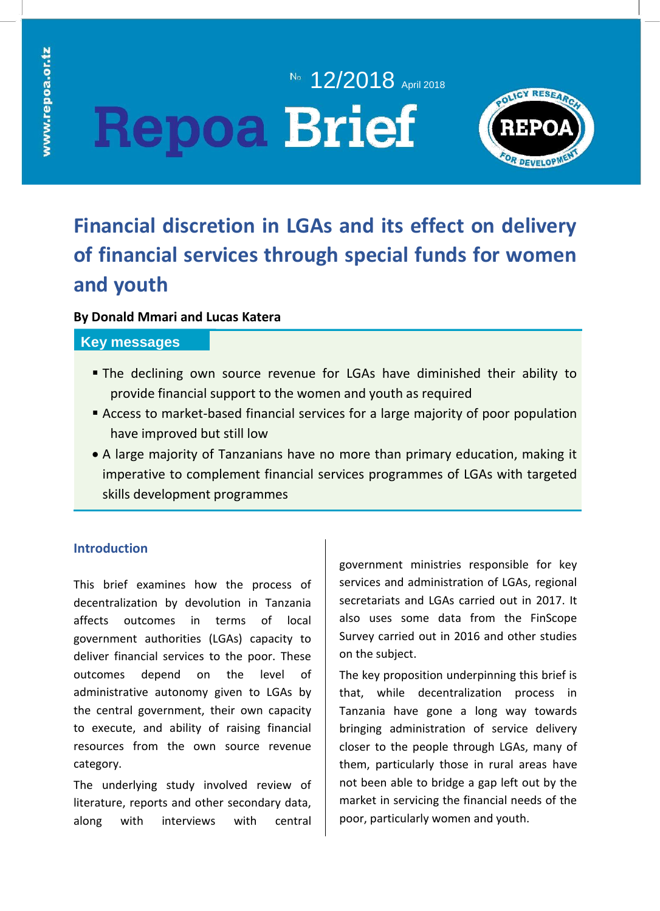№ 12/2018 April 2018

# Repoa Brief

## Financial discretion in LGAs and its effect on delivery of financial services through special funds for women and youth

**By Donald Mmari and Lucas Katera**

### Key messages

- The declining own source revenue for LGAs have diminished their ability to provide financial support to the women and youth as required
- Access to market-based financial services for a large majority of poor population have improved but still low
- A large majority of Tanzanians have no more than primary education, making it imperative to complement financial services programmes of LGAs with targeted skills development programmes

### Introduction

This brief examines how the process of decentralization by devolution in Tanzania affects outcomes in terms of local government authorities (LGAs) capacity to deliver financial services to the poor. These outcomes depend on the level of administrative autonomy given to LGAs by the central government, their own capacity to execute, and ability of raising financial resources from the own source revenue category.

The underlying study involved review of literature, reports and other secondary data, along with interviews with central government ministries responsible for key services and administration of LGAs, regional secretariats and LGAs carried out in 2017. It also uses some data from the FinScope Survey carried out in 2016 and other studies on the subject.

The key proposition underpinning this brief is that, while decentralization process in Tanzania have gone a long way towards bringing administration of service delivery closer to the people through LGAs, many of them, particularly those in rural areas have not been able to bridge a gap left out by the market in servicing the financial needs of the poor, particularly women and youth.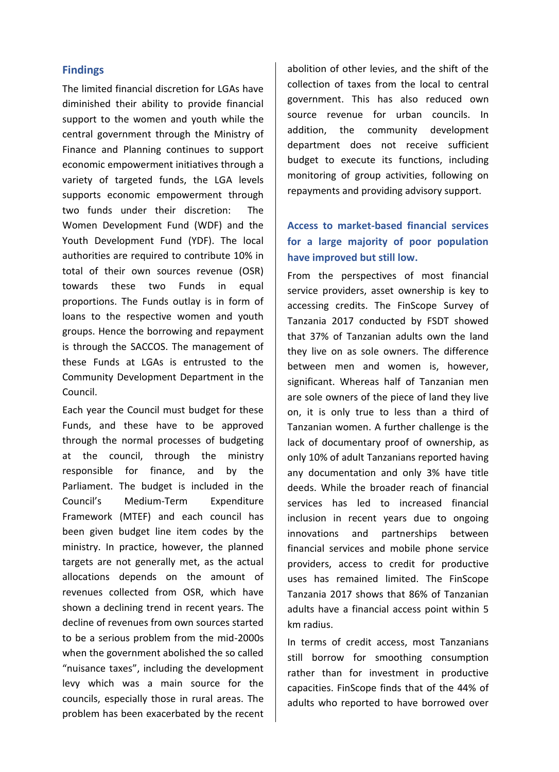## Findings

The limited financial discretion for LGAs have diminished their ability to provide financial support to the women and youth while the central government through the Ministry of Finance and Planning continues to support economic empowerment initiatives through a variety of targeted funds, the LGA levels supports economic empowerment through two funds under their discretion: The Women Development Fund (WDF) and the Youth Development Fund (YDF). The local authorities are required to contribute 10% in total of their own sources revenue (OSR) towards these two Funds in equal proportions. The Funds outlay is in form of loans to the respective women and youth groups. Hence the borrowing and repayment is through the SACCOS. The management of these Funds at LGAs is entrusted to the Community Development Department in the Council.

Each year the Council must budget for these Funds, and these have to be approved through the normal processes of budgeting at the council, through the ministry responsible for finance, and by the Parliament. The budget is included in the Council's Medium-Term Expenditure Framework (MTEF) and each council has been given budget line item codes by the ministry. In practice, however, the planned targets are not generally met, as the actual allocations depends on the amount of revenues collected from OSR, which have shown a declining trend in recent years. The decline of revenues from own sources started to be a serious problem from the mid-2000s when the government abolished the so called "nuisance taxes", including the development levy which was a main source for the councils, especially those in rural areas. The problem has been exacerbated by the recent abolition of other levies, and the shift of the collection of taxes from the local to central government. This has also reduced own source revenue for urban councils. In addition, the community development department does not receive sufficient budget to execute its functions, including monitoring of group activities, following on repayments and providing advisory support.

### Access to market-based financial services for a large majority of poor population have improved but still low.

From the perspectives of most financial service providers, asset ownership is key to accessing credits. The FinScope Survey of Tanzania 2017 conducted by FSDT showed that 37% of Tanzanian adults own the land they live on as sole owners. The difference between men and women is, however, significant. Whereas half of Tanzanian men are sole owners of the piece of land they live on, it is only true to less than a third of Tanzanian women. A further challenge is the lack of documentary proof of ownership, as only 10% of adult Tanzanians reported having any documentation and only 3% have title deeds. While the broader reach of financial services has led to increased financial inclusion in recent years due to ongoing innovations and partnerships between financial services and mobile phone service providers, access to credit for productive uses has remained limited. The FinScope Tanzania 2017 shows that 86% of Tanzanian adults have a financial access point within 5 km radius.

In terms of credit access, most Tanzanians still borrow for smoothing consumption rather than for investment in productive capacities. FinScope finds that of the 44% of adults who reported to have borrowed over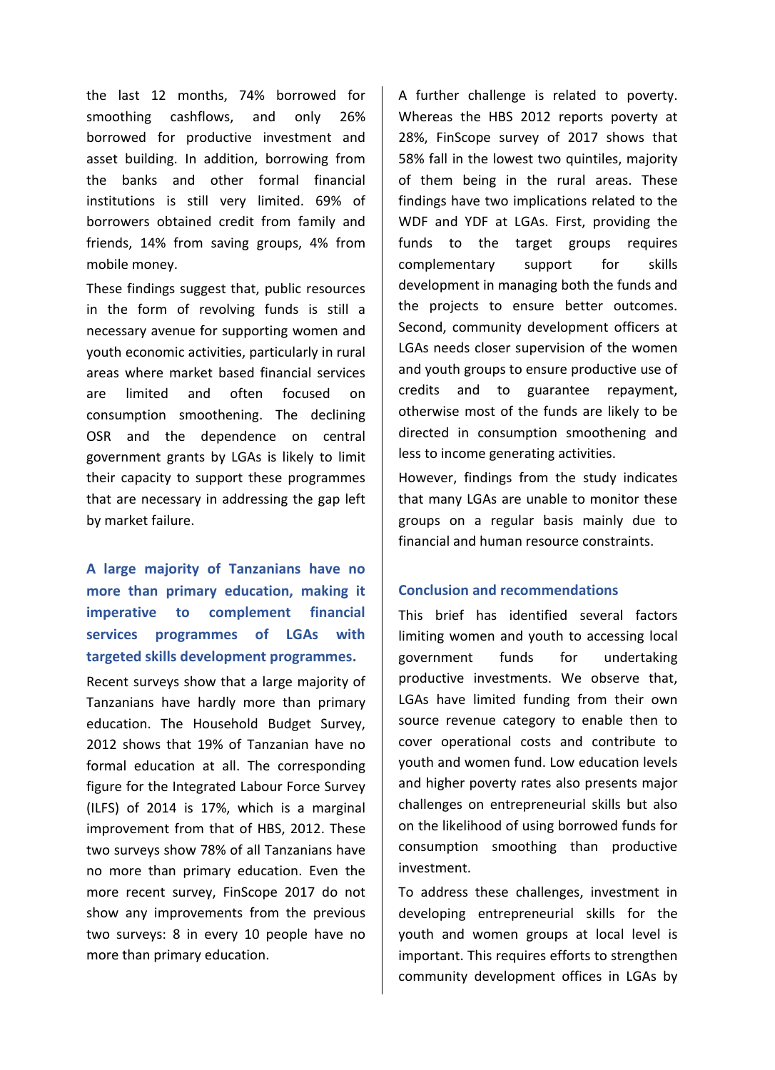the last 12 months, 74% borrowed for smoothing cashflows, and only 26% borrowed for productive investment and asset building. In addition, borrowing from the banks and other formal financial institutions is still very limited. 69% of borrowers obtained credit from family and friends, 14% from saving groups, 4% from mobile money.

These findings suggest that, public resources in the form of revolving funds is still a necessary avenue for supporting women and youth economic activities, particularly in rural areas where market based financial services are limited and often focused on consumption smoothening. The declining OSR and the dependence on central government grants by LGAs is likely to limit their capacity to support these programmes that are necessary in addressing the gap left by market failure.

### A large majority of Tanzanians have no more than primary education, making it imperative to complement financial services programmes of LGAs with targeted skills development programmes.

Recent surveys show that a large majority of Tanzanians have hardly more than primary education. The Household Budget Survey, 2012 shows that 19% of Tanzanian have no formal education at all. The corresponding figure for the Integrated Labour Force Survey (ILFS) of 2014 is 17%, which is a marginal improvement from that of HBS, 2012. These two surveys show 78% of all Tanzanians have no more than primary education. Even the more recent survey, FinScope 2017 do not show any improvements from the previous two surveys: 8 in every 10 people have no more than primary education.

A further challenge is related to poverty. Whereas the HBS 2012 reports poverty at 28%, FinScope survey of 2017 shows that 58% fall in the lowest two quintiles, majority of them being in the rural areas. These findings have two implications related to the WDF and YDF at LGAs. First, providing the funds to the target groups requires complementary support for skills development in managing both the funds and the projects to ensure better outcomes. Second, community development officers at LGAs needs closer supervision of the women and youth groups to ensure productive use of credits and to guarantee repayment, otherwise most of the funds are likely to be directed in consumption smoothening and less to income generating activities.

However, findings from the study indicates that many LGAs are unable to monitor these groups on a regular basis mainly due to financial and human resource constraints.

### Conclusion and recommendations

This brief has identified several factors limiting women and youth to accessing local government funds for undertaking productive investments. We observe that, LGAs have limited funding from their own source revenue category to enable then to cover operational costs and contribute to youth and women fund. Low education levels and higher poverty rates also presents major challenges on entrepreneurial skills but also on the likelihood of using borrowed funds for consumption smoothing than productive investment.

To address these challenges, investment in developing entrepreneurial skills for the youth and women groups at local level is important. This requires efforts to strengthen community development offices in LGAs by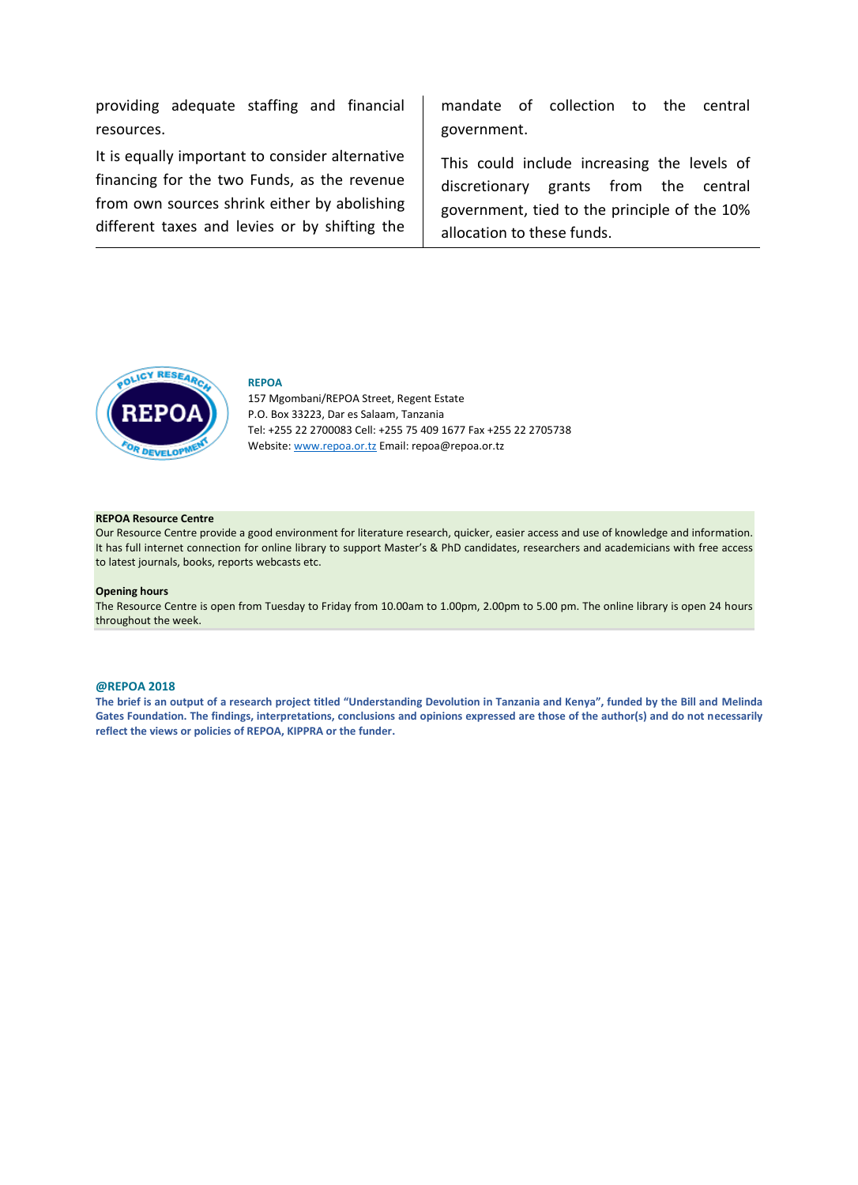providing adequate staffing and financial resources.

It is equally important to consider alternative financing for the two Funds, as the revenue from own sources shrink either by abolishing different taxes and levies or by shifting the mandate of collection to the central government.

This could include increasing the levels of discretionary grants from the central government, tied to the principle of the 10% allocation to these funds.

**REPOA**
157 Mgombani/REPOA Street, Regent Estate
P.O. Box 33223, Dar es Salaam, Tanzania
Tel: +255 22 2700083 Cell: +255 75 409 1677 Fax +255 22 2705738
Website: www.repoa.or.tz Email: repoa@repoa.or.tz

**REPOA Resource Centre**
Our Resource Centre provide a good environment for literature research, quicker, easier access and use of knowledge and information. It has full internet connection for online library to support Master's & PhD candidates, researchers and academicians with free access to latest journals, books, reports webcasts etc.

**Opening hours**
The Resource Centre is open from Tuesday to Friday from 10.00am to 1.00pm, 2.00pm to 5.00 pm. The online library is open 24 hours throughout the week.

**@REPOA 2018**
**The brief is an output of a research project titled "Understanding Devolution in Tanzania and Kenya", funded by the Bill and Melinda Gates Foundation. The findings, interpretations, conclusions and opinions expressed are those of the author(s) and do not necessarily reflect the views or policies of REPOA, KIPPRA or the funder.**